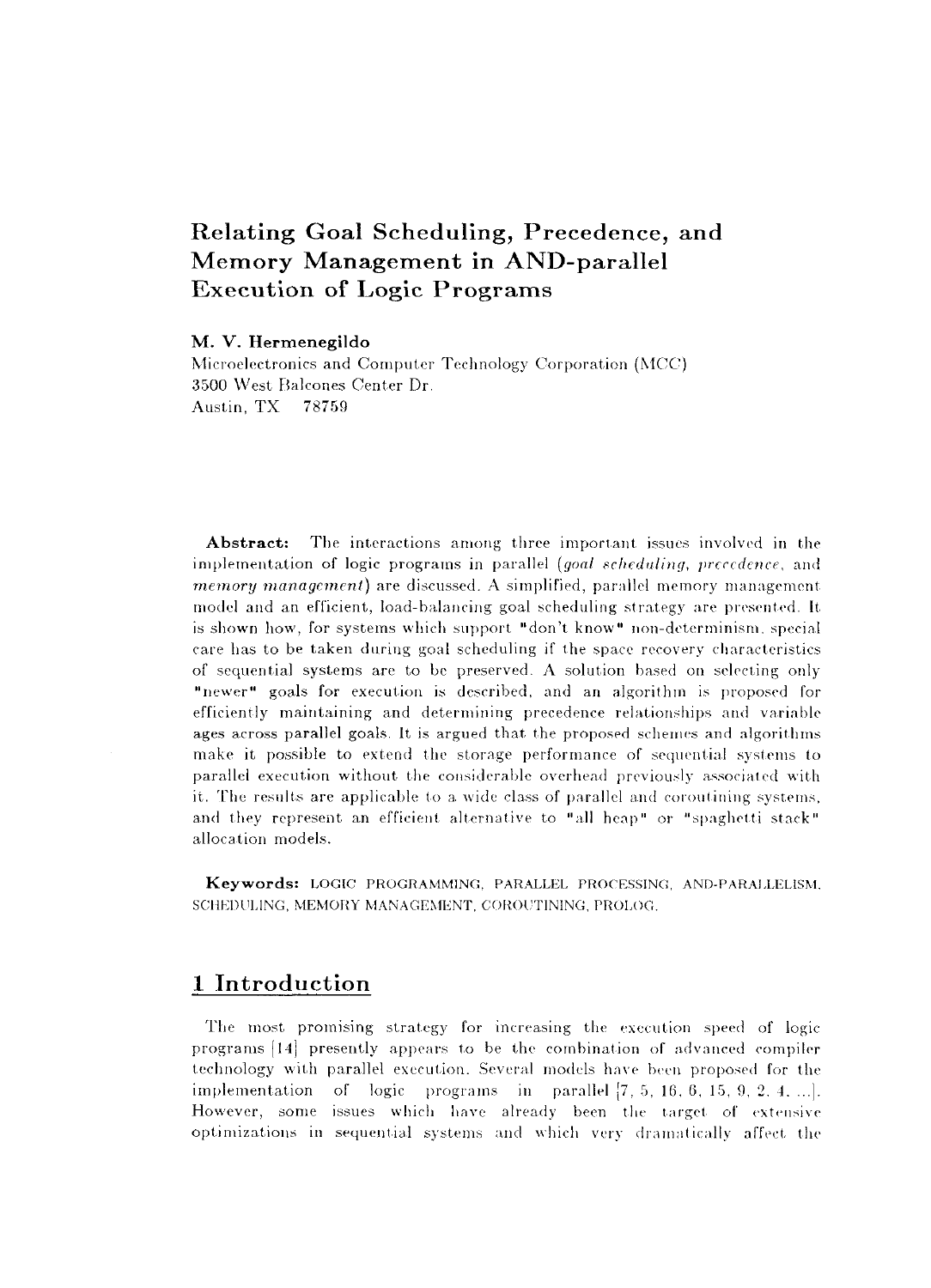# Relating Goal Scheduling, Precedence, and Memory Management in AND-parallel Execution of Logic Programs

**M. V. Hermenegildo**
Microelectronics and Computer Technology Corporation (MCC)
3500 West Balcones Center Dr.
Austin, TX 78759

**Abstract:** The interactions among three important issues involved in the implementation of logic programs in parallel (*goal scheduling*, *precedence*, and *memory management*) are discussed. A simplified, parallel memory management model and an efficient, load-balancing goal scheduling strategy are presented. It is shown how, for systems which support "don't know" non-determinism, special care has to be taken during goal scheduling if the space recovery characteristics of sequential systems are to be preserved. A solution based on selecting only "newer" goals for execution is described, and an algorithm is proposed for efficiently maintaining and determining precedence relationships and variable ages across parallel goals. It is argued that the proposed schemes and algorithms make it possible to extend the storage performance of sequential systems to parallel execution without the considerable overhead previously associated with it. The results are applicable to a wide class of parallel and coroutining systems, and they represent an efficient alternative to "all heap" or "spaghetti stack" allocation models.

**Keywords:** LOGIC PROGRAMMING, PARALLEL PROCESSING, AND-PARALLELISM, SCHEDULING, MEMORY MANAGEMENT, COROUTINING, PROLOG.

## 1 Introduction

The most promising strategy for increasing the execution speed of logic programs [14] presently appears to be the combination of advanced compiler technology with parallel execution. Several models have been proposed for the implementation of logic programs in parallel [7, 5, 16, 6, 15, 9, 2, 4, ...]. However, some issues which have already been the target of extensive optimizations in sequential systems and which very dramatically affect the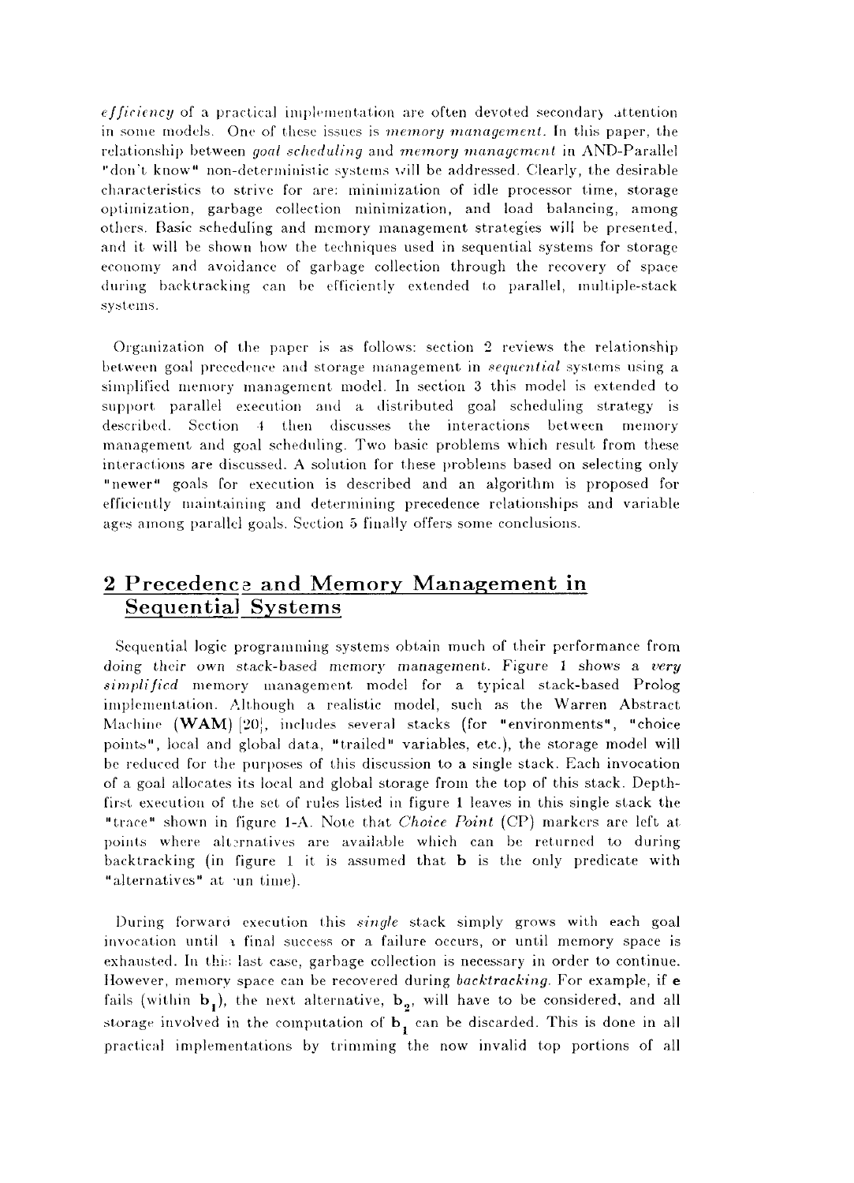*efficiency* of a practical implementation are often devoted secondary attention in some models. One of these issues is *memory management*. In this paper, the relationship between *goal scheduling* and *memory management* in AND-Parallel "don't know" non-deterministic systems will be addressed. Clearly, the desirable characteristics to strive for are: minimization of idle processor time, storage optimization, garbage collection minimization, and load balancing, among others. Basic scheduling and memory management strategies will be presented, and it will be shown how the techniques used in sequential systems for storage economy and avoidance of garbage collection through the recovery of space during backtracking can be efficiently extended to parallel, multiple-stack systems.

Organization of the paper is as follows: section 2 reviews the relationship between goal precedence and storage management in *sequential* systems using a simplified memory management model. In section 3 this model is extended to support parallel execution and a distributed goal scheduling strategy is described. Section 4 then discusses the interactions between memory management and goal scheduling. Two basic problems which result from these interactions are discussed. A solution for these problems based on selecting only "newer" goals for execution is described and an algorithm is proposed for efficiently maintaining and determining precedence relationships and variable ages among parallel goals. Section 5 finally offers some conclusions.

## 2 Precedence and Memory Management in Sequential Systems

Sequential logic programming systems obtain much of their performance from *doing their own stack-based memory management*. Figure 1 shows a *very simplified* memory management model for a typical stack-based Prolog implementation. Although a realistic model, such as the Warren Abstract Machine (**WAM**) [20], includes several stacks (for "environments", "choice points", local and global data, "trailed" variables, etc.), the storage model will be reduced for the purposes of this discussion to a single stack. Each invocation of a goal allocates its local and global storage from the top of this stack. Depth-first execution of the set of rules listed in figure 1 leaves in this single stack the "trace" shown in figure 1-A. Note that *Choice Point* (CP) markers are left at points where alternatives are available which can be returned to during backtracking (in figure 1 it is assumed that **b** is the only predicate with "alternatives" at run time).

During forward execution this *single* stack simply grows with each goal invocation until a final success or a failure occurs, or until memory space is exhausted. In this last case, garbage collection is necessary in order to continue. However, memory space can be recovered during *backtracking*. For example, if **e** fails (within $\mathbf{b}_1$), the next alternative, $\mathbf{b}_2$, will have to be considered, and all storage involved in the computation of $\mathbf{b}_1$ can be discarded. This is done in all practical implementations by trimming the now invalid top portions of all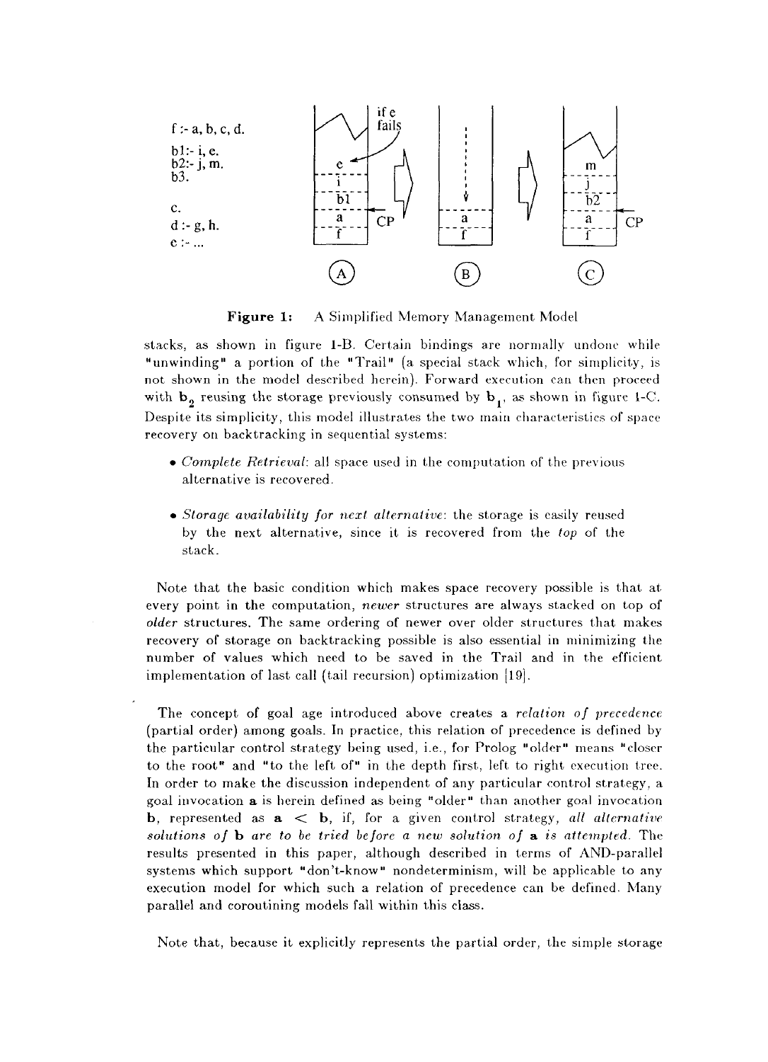f :- a, b, c, d.
b1:- i, e.
b2:- j, m.
b3.

c.
d :- g, h.
e :- ...

**Figure 1:** A Simplified Memory Management Model

stacks, as shown in figure 1-B. Certain bindings are normally undone while "unwinding" a portion of the "Trail" (a special stack which, for simplicity, is not shown in the model described herein). Forward execution can then proceed with $\mathbf{b}_2$ reusing the storage previously consumed by $\mathbf{b}_1$, as shown in figure 1-C. Despite its simplicity, this model illustrates the two main characteristics of space recovery on backtracking in sequential systems:

- *Complete Retrieval*: all space used in the computation of the previous alternative is recovered.
- *Storage availability for next alternative*: the storage is easily reused by the next alternative, since it is recovered from the *top* of the stack.

Note that the basic condition which makes space recovery possible is that at every point in the computation, *newer* structures are always stacked on top of *older* structures. The same ordering of newer over older structures that makes recovery of storage on backtracking possible is also essential in minimizing the number of values which need to be saved in the Trail and in the efficient implementation of last call (tail recursion) optimization [19].

The concept of goal age introduced above creates a *relation of precedence* (partial order) among goals. In practice, this relation of precedence is defined by the particular control strategy being used, i.e., for Prolog "older" means "closer to the root" and "to the left of" in the depth first, left to right execution tree. In order to make the discussion independent of any particular control strategy, a goal invocation $\mathbf{a}$ is herein defined as being "older" than another goal invocation $\mathbf{b}$, represented as $\mathbf{a} < \mathbf{b}$, if, for a given control strategy, *all alternative solutions of* $\mathbf{b}$ *are to be tried before a new solution of* $\mathbf{a}$ *is attempted*. The results presented in this paper, although described in terms of AND-parallel systems which support "don't-know" nondeterminism, will be applicable to any execution model for which such a relation of precedence can be defined. Many parallel and coroutining models fall within this class.

Note that, because it explicitly represents the partial order, the simple storage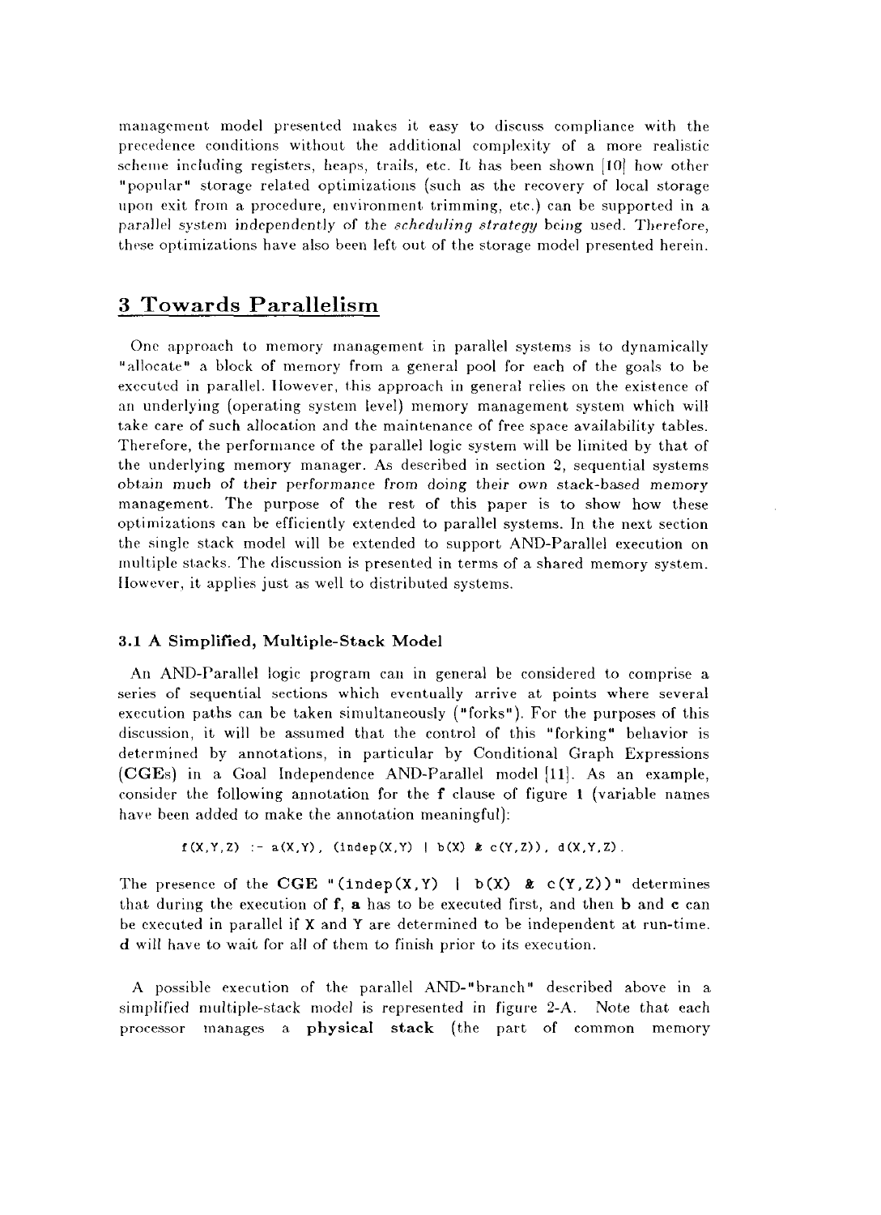management model presented makes it easy to discuss compliance with the precedence conditions without the additional complexity of a more realistic scheme including registers, heaps, trails, etc. It has been shown [10] how other "popular" storage related optimizations (such as the recovery of local storage upon exit from a procedure, environment trimming, etc.) can be supported in a parallel system independently of the *scheduling strategy* being used. Therefore, these optimizations have also been left out of the storage model presented herein.

## 3 Towards Parallelism

One approach to memory management in parallel systems is to dynamically "allocate" a block of memory from a general pool for each of the goals to be executed in parallel. However, this approach in general relies on the existence of an underlying (operating system level) memory management system which will take care of such allocation and the maintenance of free space availability tables. Therefore, the performance of the parallel logic system will be limited by that of the underlying memory manager. As described in section 2, sequential systems obtain much of their performance from doing their own stack-based memory management. The purpose of the rest of this paper is to show how these optimizations can be efficiently extended to parallel systems. In the next section the single stack model will be extended to support AND-Parallel execution on multiple stacks. The discussion is presented in terms of a shared memory system. However, it applies just as well to distributed systems.

### 3.1 A Simplified, Multiple-Stack Model

An AND-Parallel logic program can in general be considered to comprise a series of sequential sections which eventually arrive at points where several execution paths can be taken simultaneously ("forks"). For the purposes of this discussion, it will be assumed that the control of this "forking" behavior is determined by annotations, in particular by Conditional Graph Expressions (**CGE**s) in a Goal Independence AND-Parallel model [11]. As an example, consider the following annotation for the **f** clause of figure 1 (variable names have been added to make the annotation meaningful):

```
f(X,Y,Z) :- a(X,Y), (indep(X,Y) | b(X) & c(Y,Z)), d(X,Y,Z).
```

The presence of the **CGE** "`(indep(X,Y) | b(X) & c(Y,Z))`" determines that during the execution of **f**, **a** has to be executed first, and then **b** and **c** can be executed in parallel if `X` and `Y` are determined to be independent at run-time. **d** will have to wait for all of them to finish prior to its execution.

A possible execution of the parallel AND-"branch" described above in a simplified multiple-stack model is represented in figure 2-A. Note that each processor manages a **physical stack** (the part of common memory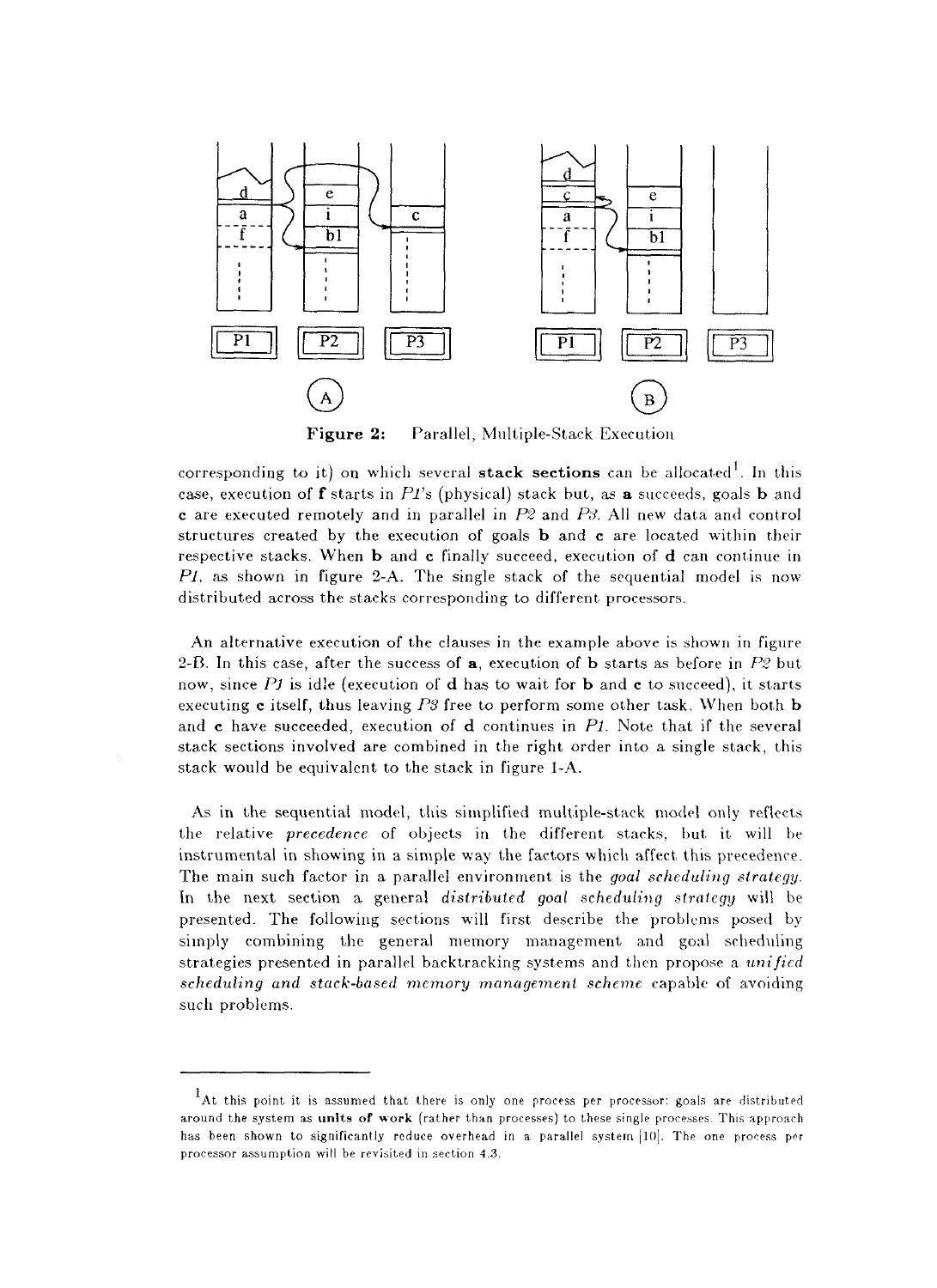**Figure 2:** Parallel, Multiple-Stack Execution

corresponding to it) on which several **stack sections** can be allocated[1]. In this case, execution of **f** starts in *P1*'s (physical) stack but, as **a** succeeds, goals **b** and **c** are executed remotely and in parallel in *P2* and *P3*. All new data and control structures created by the execution of goals **b** and **c** are located within their respective stacks. When **b** and **c** finally succeed, execution of **d** can continue in *P1*, as shown in figure 2-A. The single stack of the sequential model is now distributed across the stacks corresponding to different processors.

An alternative execution of the clauses in the example above is shown in figure 2-B. In this case, after the success of **a**, execution of **b** starts as before in *P2* but now, since *P1* is idle (execution of **d** has to wait for **b** and **c** to succeed), it starts executing **c** itself, thus leaving *P3* free to perform some other task. When both **b** and **c** have succeeded, execution of **d** continues in *P1*. Note that if the several stack sections involved are combined in the right order into a single stack, this stack would be equivalent to the stack in figure 1-A.

As in the sequential model, this simplified multiple-stack model only reflects the relative *precedence* of objects in the different stacks, but it will be instrumental in showing in a simple way the factors which affect this precedence. The main such factor in a parallel environment is the *goal scheduling strategy*. In the next section a general *distributed goal scheduling strategy* will be presented. The following sections will first describe the problems posed by simply combining the general memory management and goal scheduling strategies presented in parallel backtracking systems and then propose a *unified scheduling and stack-based memory management scheme* capable of avoiding such problems.

---

[1] At this point it is assumed that there is only one process per processor: goals are distributed around the system as **units of work** (rather than processes) to these single processes. This approach has been shown to significantly reduce overhead in a parallel system [10]. The one process per processor assumption will be revisited in section 4.3.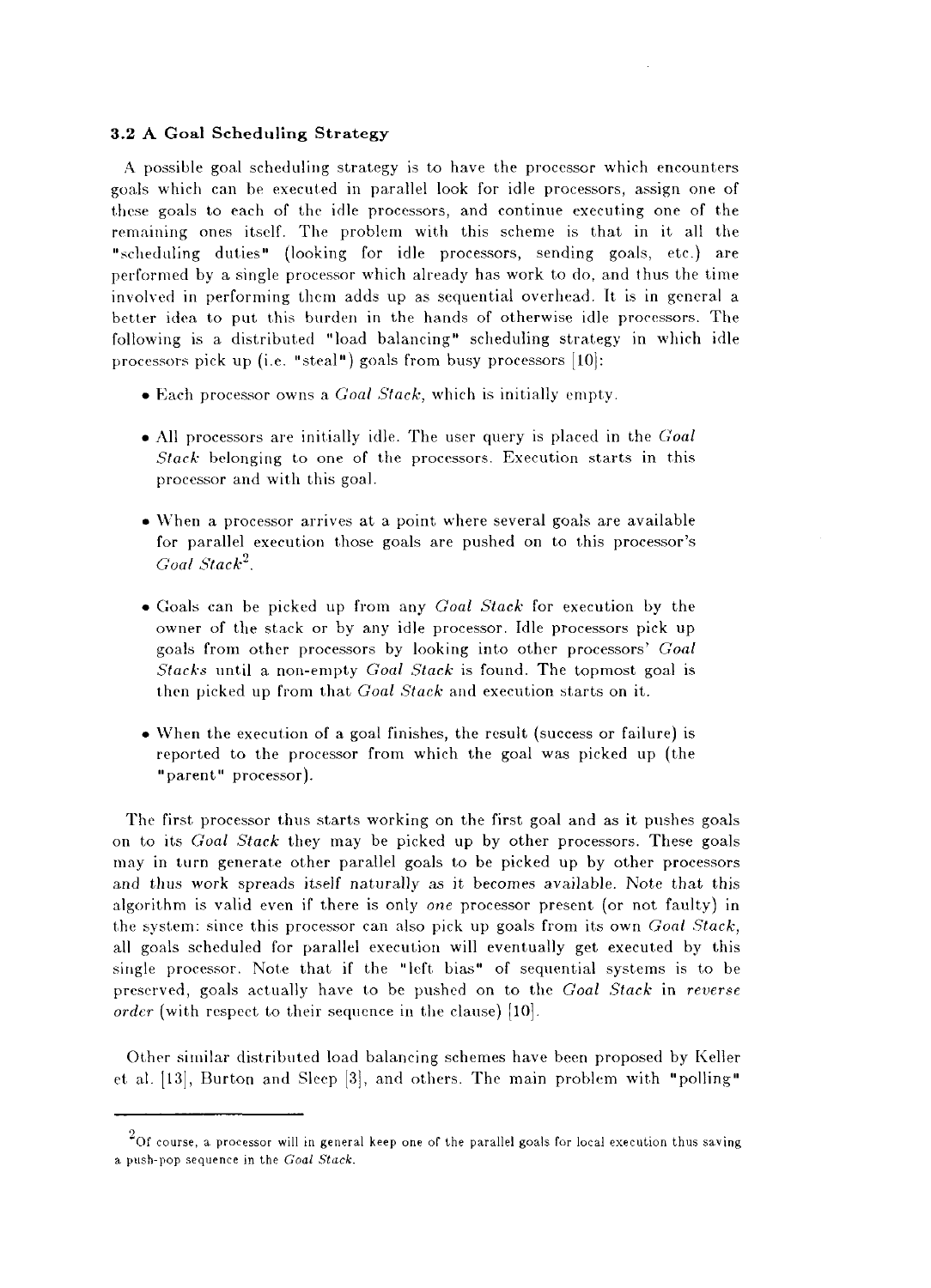### 3.2 A Goal Scheduling Strategy

A possible goal scheduling strategy is to have the processor which encounters goals which can be executed in parallel look for idle processors, assign one of these goals to each of the idle processors, and continue executing one of the remaining ones itself. The problem with this scheme is that in it all the "scheduling duties" (looking for idle processors, sending goals, etc.) are performed by a single processor which already has work to do, and thus the time involved in performing them adds up as sequential overhead. It is in general a better idea to put this burden in the hands of otherwise idle processors. The following is a distributed "load balancing" scheduling strategy in which idle processors pick up (i.e. "steal") goals from busy processors [10]:

- Each processor owns a *Goal Stack*, which is initially empty.
- All processors are initially idle. The user query is placed in the *Goal Stack* belonging to one of the processors. Execution starts in this processor and with this goal.
- When a processor arrives at a point where several goals are available for parallel execution those goals are pushed on to this processor's *Goal Stack*[2].
- Goals can be picked up from any *Goal Stack* for execution by the owner of the stack or by any idle processor. Idle processors pick up goals from other processors by looking into other processors' *Goal Stacks* until a non-empty *Goal Stack* is found. The topmost goal is then picked up from that *Goal Stack* and execution starts on it.
- When the execution of a goal finishes, the result (success or failure) is reported to the processor from which the goal was picked up (the "parent" processor).

The first processor thus starts working on the first goal and as it pushes goals on to its *Goal Stack* they may be picked up by other processors. These goals may in turn generate other parallel goals to be picked up by other processors and thus work spreads itself naturally as it becomes available. Note that this algorithm is valid even if there is only *one* processor present (or not faulty) in the system: since this processor can also pick up goals from its own *Goal Stack*, all goals scheduled for parallel execution will eventually get executed by this single processor. Note that if the "left bias" of sequential systems is to be preserved, goals actually have to be pushed on to the *Goal Stack* in *reverse order* (with respect to their sequence in the clause) [10].

Other similar distributed load balancing schemes have been proposed by Keller et al. [13], Burton and Sleep [3], and others. The main problem with "polling"

---

[2] Of course, a processor will in general keep one of the parallel goals for local execution thus saving a push-pop sequence in the *Goal Stack*.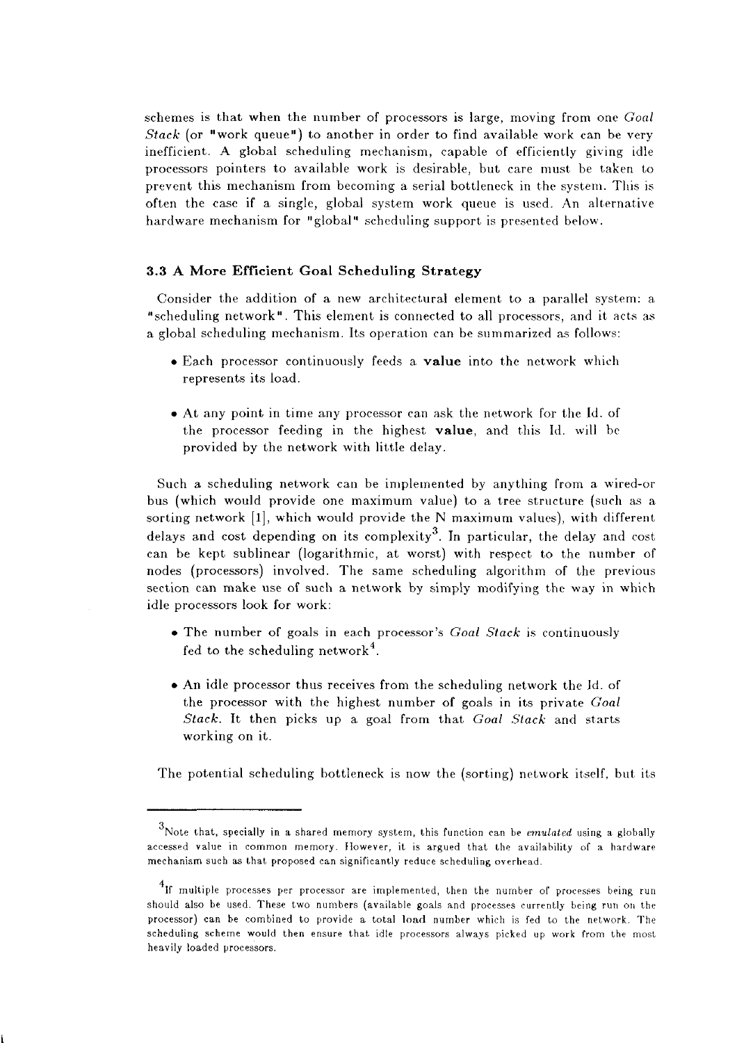schemes is that when the number of processors is large, moving from one *Goal Stack* (or "work queue") to another in order to find available work can be very inefficient. A global scheduling mechanism, capable of efficiently giving idle processors pointers to available work is desirable, but care must be taken to prevent this mechanism from becoming a serial bottleneck in the system. This is often the case if a single, global system work queue is used. An alternative hardware mechanism for "global" scheduling support is presented below.

### 3.3 A More Efficient Goal Scheduling Strategy

Consider the addition of a new architectural element to a parallel system: a "scheduling network". This element is connected to all processors, and it acts as a global scheduling mechanism. Its operation can be summarized as follows:

- Each processor continuously feeds a **value** into the network which represents its load.
- At any point in time any processor can ask the network for the Id. of the processor feeding in the highest **value**, and this Id. will be provided by the network with little delay.

Such a scheduling network can be implemented by anything from a wired-or bus (which would provide one maximum value) to a tree structure (such as a sorting network [1], which would provide the N maximum values), with different delays and cost depending on its complexity[3]. In particular, the delay and cost can be kept sublinear (logarithmic, at worst) with respect to the number of nodes (processors) involved. The same scheduling algorithm of the previous section can make use of such a network by simply modifying the way in which idle processors look for work:

- The number of goals in each processor's *Goal Stack* is continuously fed to the scheduling network[4].
- An idle processor thus receives from the scheduling network the Id. of the processor with the highest number of goals in its private *Goal Stack*. It then picks up a goal from that *Goal Stack* and starts working on it.

The potential scheduling bottleneck is now the (sorting) network itself, but its

---

[3] Note that, specially in a shared memory system, this function can be *emulated* using a globally accessed value in common memory. However, it is argued that the availability of a hardware mechanism such as that proposed can significantly reduce scheduling overhead.

[4] If multiple processes per processor are implemented, then the number of processes being run should also be used. These two numbers (available goals and processes currently being run on the processor) can be combined to provide a total load number which is fed to the network. The scheduling scheme would then ensure that idle processors always picked up work from the most heavily loaded processors.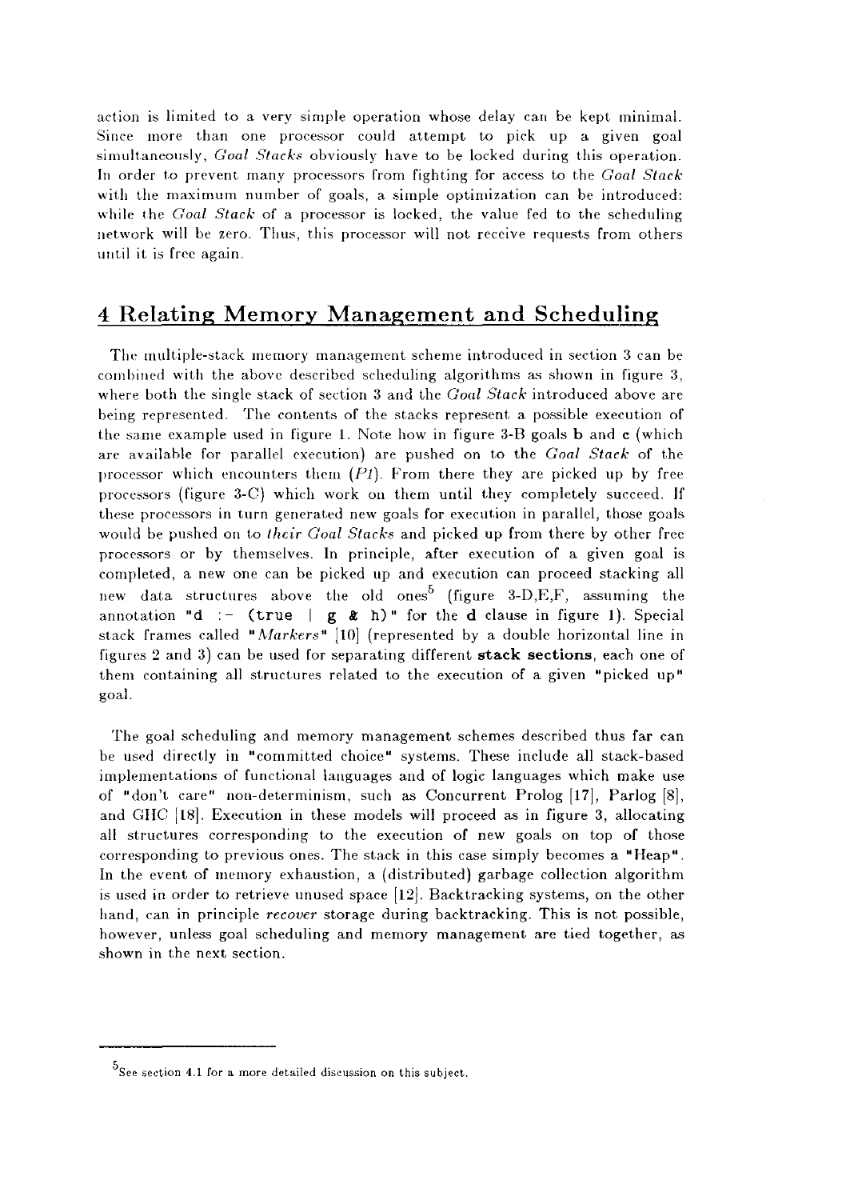action is limited to a very simple operation whose delay can be kept minimal. Since more than one processor could attempt to pick up a given goal simultaneously, *Goal Stacks* obviously have to be locked during this operation. In order to prevent many processors from fighting for access to the *Goal Stack* with the maximum number of goals, a simple optimization can be introduced: while the *Goal Stack* of a processor is locked, the value fed to the scheduling network will be zero. Thus, this processor will not receive requests from others until it is free again.

## 4 Relating Memory Management and Scheduling

The multiple-stack memory management scheme introduced in section 3 can be combined with the above described scheduling algorithms as shown in figure 3, where both the single stack of section 3 and the *Goal Stack* introduced above are being represented. The contents of the stacks represent a possible execution of the same example used in figure 1. Note how in figure 3-B goals **b** and **c** (which are available for parallel execution) are pushed on to the *Goal Stack* of the processor which encounters them (*P1*). From there they are picked up by free processors (figure 3-C) which work on them until they completely succeed. If these processors in turn generated new goals for execution in parallel, those goals would be pushed on to *their Goal Stacks* and picked up from there by other free processors or by themselves. In principle, after execution of a given goal is completed, a new one can be picked up and execution can proceed stacking all new data structures above the old ones[5] (figure 3-D,E,F, assuming the annotation "`d :- (true | g & h)`" for the **d** clause in figure 1). Special stack frames called "*Markers*" [10] (represented by a double horizontal line in figures 2 and 3) can be used for separating different **stack sections**, each one of them containing all structures related to the execution of a given "picked up" goal.

The goal scheduling and memory management schemes described thus far can be used directly in "committed choice" systems. These include all stack-based implementations of functional languages and of logic languages which make use of "don't care" non-determinism, such as Concurrent Prolog [17], Parlog [8], and GHC [18]. Execution in these models will proceed as in figure 3, allocating all structures corresponding to the execution of new goals on top of those corresponding to previous ones. The stack in this case simply becomes a "Heap". In the event of memory exhaustion, a (distributed) garbage collection algorithm is used in order to retrieve unused space [12]. Backtracking systems, on the other hand, can in principle *recover* storage during backtracking. This is not possible, however, unless goal scheduling and memory management are tied together, as shown in the next section.

---

[5] See section 4.1 for a more detailed discussion on this subject.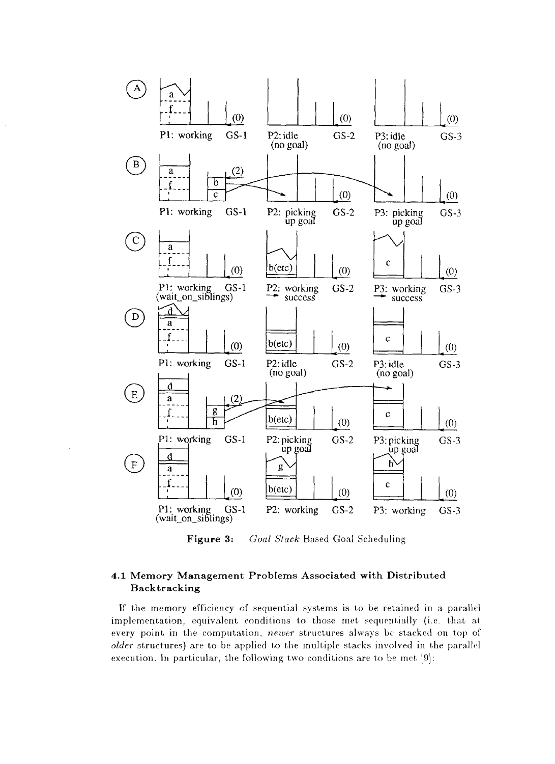Figure 3: *Goal Stack* Based Goal Scheduling

### 4.1 Memory Management Problems Associated with Distributed Backtracking

If the memory efficiency of sequential systems is to be retained in a parallel implementation, equivalent conditions to those met sequentially (i.e. that at every point in the computation, *newer* structures always be stacked on top of *older* structures) are to be applied to the multiple stacks involved in the parallel execution. In particular, the following two conditions are to be met [9]: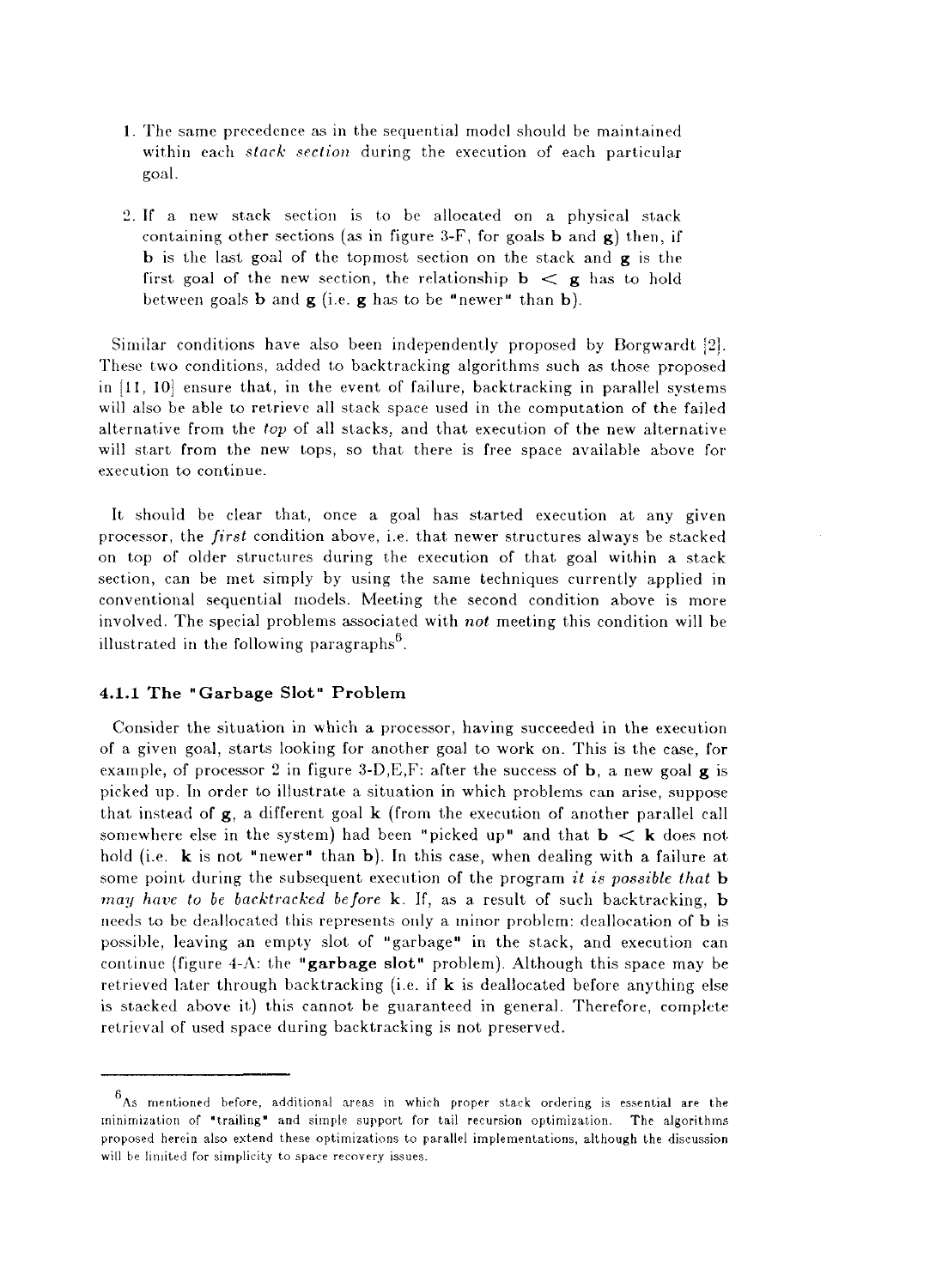1. The same precedence as in the sequential model should be maintained within each *stack section* during the execution of each particular goal.

2. If a new stack section is to be allocated on a physical stack containing other sections (as in figure 3-F, for goals **b** and **g**) then, if **b** is the last goal of the topmost section on the stack and **g** is the first goal of the new section, the relationship **b** $<$ **g** has to hold between goals **b** and **g** (i.e. **g** has to be "newer" than **b**).

Similar conditions have also been independently proposed by Borgwardt [2]. These two conditions, added to backtracking algorithms such as those proposed in [11, 10] ensure that, in the event of failure, backtracking in parallel systems will also be able to retrieve all stack space used in the computation of the failed alternative from the *top* of all stacks, and that execution of the new alternative will start from the new tops, so that there is free space available above for execution to continue.

It should be clear that, once a goal has started execution at any given processor, the *first* condition above, i.e. that newer structures always be stacked on top of older structures during the execution of that goal within a stack section, can be met simply by using the same techniques currently applied in conventional sequential models. Meeting the second condition above is more involved. The special problems associated with *not* meeting this condition will be illustrated in the following paragraphs[6].

### 4.1.1 The "Garbage Slot" Problem

Consider the situation in which a processor, having succeeded in the execution of a given goal, starts looking for another goal to work on. This is the case, for example, of processor 2 in figure 3-D,E,F: after the success of **b**, a new goal **g** is picked up. In order to illustrate a situation in which problems can arise, suppose that instead of **g**, a different goal **k** (from the execution of another parallel call somewhere else in the system) had been "picked up" and that **b** $<$ **k** does not hold (i.e. **k** is not "newer" than **b**). In this case, when dealing with a failure at some point during the subsequent execution of the program *it is possible that* **b** *may have to be backtracked before* **k**. If, as a result of such backtracking, **b** needs to be deallocated this represents only a minor problem: deallocation of **b** is possible, leaving an empty slot of "garbage" in the stack, and execution can continue (figure 4-A: the **"garbage slot"** problem). Although this space may be retrieved later through backtracking (i.e. if **k** is deallocated before anything else is stacked above it) this cannot be guaranteed in general. Therefore, complete retrieval of used space during backtracking is not preserved.

---

[6] As mentioned before, additional areas in which proper stack ordering is essential are the minimization of "trailing" and simple support for tail recursion optimization. The algorithms proposed herein also extend these optimizations to parallel implementations, although the discussion will be limited for simplicity to space recovery issues.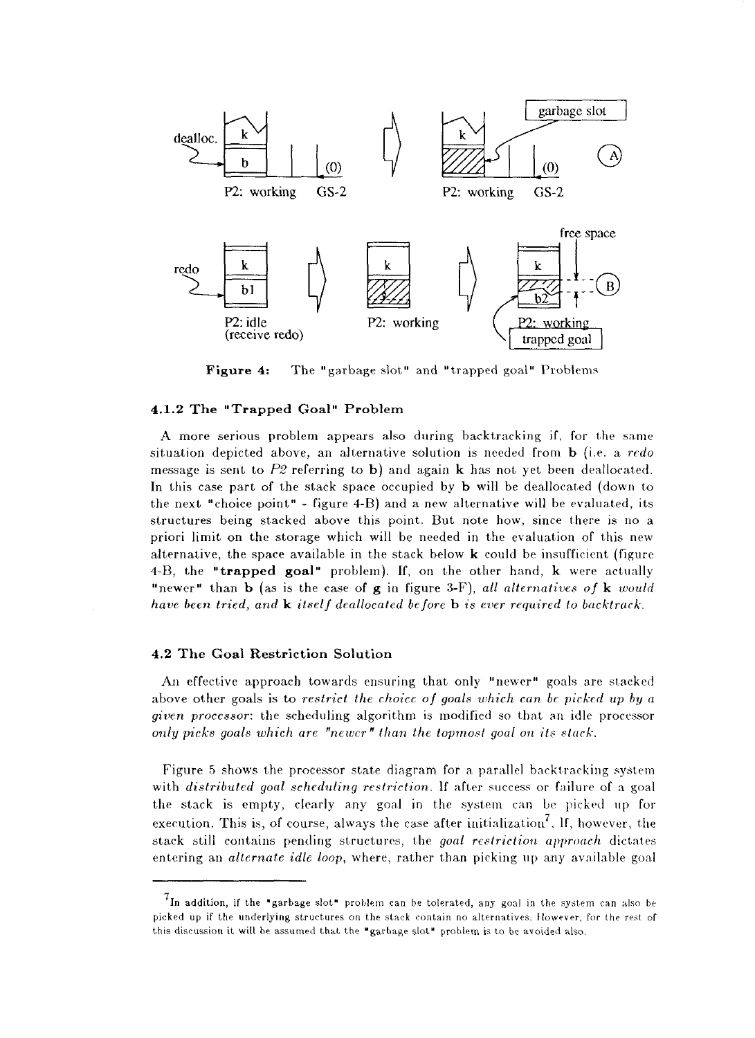**Figure 4:** The "garbage slot" and "trapped goal" Problems

### 4.1.2 The "Trapped Goal" Problem

A more serious problem appears also during backtracking if, for the same situation depicted above, an alternative solution is needed from **b** (i.e. a *redo* message is sent to *P2* referring to **b**) and again **k** has not yet been deallocated. In this case part of the stack space occupied by **b** will be deallocated (down to the next "choice point" - figure 4-B) and a new alternative will be evaluated, its structures being stacked above this point. But note how, since there is no a priori limit on the storage which will be needed in the evaluation of this new alternative, the space available in the stack below **k** could be insufficient (figure 4-B, the **"trapped goal"** problem). If, on the other hand, **k** were actually "newer" than **b** (as is the case of **g** in figure 3-F), *all alternatives of* **k** *would have been tried, and* **k** *itself deallocated before* **b** *is ever required to backtrack.*

## 4.2 The Goal Restriction Solution

An effective approach towards ensuring that only "newer" goals are stacked above other goals is to *restrict the choice of goals which can be picked up by a given processor*: the scheduling algorithm is modified so that an idle processor *only picks goals which are "newer" than the topmost goal on its stack.*

Figure 5 shows the processor state diagram for a parallel backtracking system with *distributed goal scheduling restriction*. If after success or failure of a goal the stack is empty, clearly any goal in the system can be picked up for execution. This is, of course, always the case after initialization[7]. If, however, the stack still contains pending structures, the *goal restriction approach* dictates entering an *alternate idle loop*, where, rather than picking up any available goal

[7] In addition, if the "garbage slot" problem can be tolerated, any goal in the system can also be picked up if the underlying structures on the stack contain no alternatives. However, for the rest of this discussion it will be assumed that the "garbage slot" problem is to be avoided also.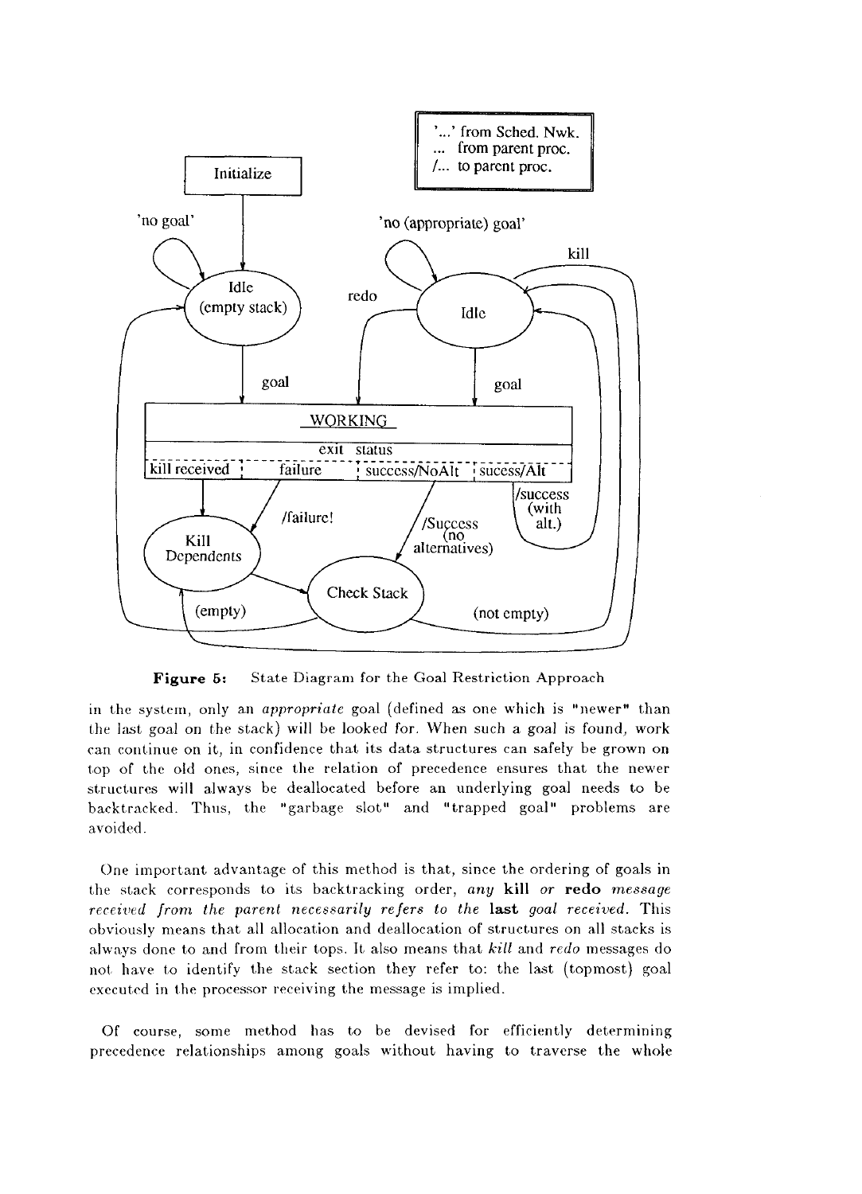**Figure 5:** State Diagram for the Goal Restriction Approach

in the system, only an *appropriate* goal (defined as one which is "newer" than the last goal on the stack) will be looked for. When such a goal is found, work can continue on it, in confidence that its data structures can safely be grown on top of the old ones, since the relation of precedence ensures that the newer structures will always be deallocated before an underlying goal needs to be backtracked. Thus, the "garbage slot" and "trapped goal" problems are avoided.

One important advantage of this method is that, since the ordering of goals in the stack corresponds to its backtracking order, *any* **kill** *or* **redo** *message received from the parent necessarily refers to the* **last** *goal received.* This obviously means that all allocation and deallocation of structures on all stacks is always done to and from their tops. It also means that *kill* and *redo* messages do not have to identify the stack section they refer to: the last (topmost) goal executed in the processor receiving the message is implied.

Of course, some method has to be devised for efficiently determining precedence relationships among goals without having to traverse the whole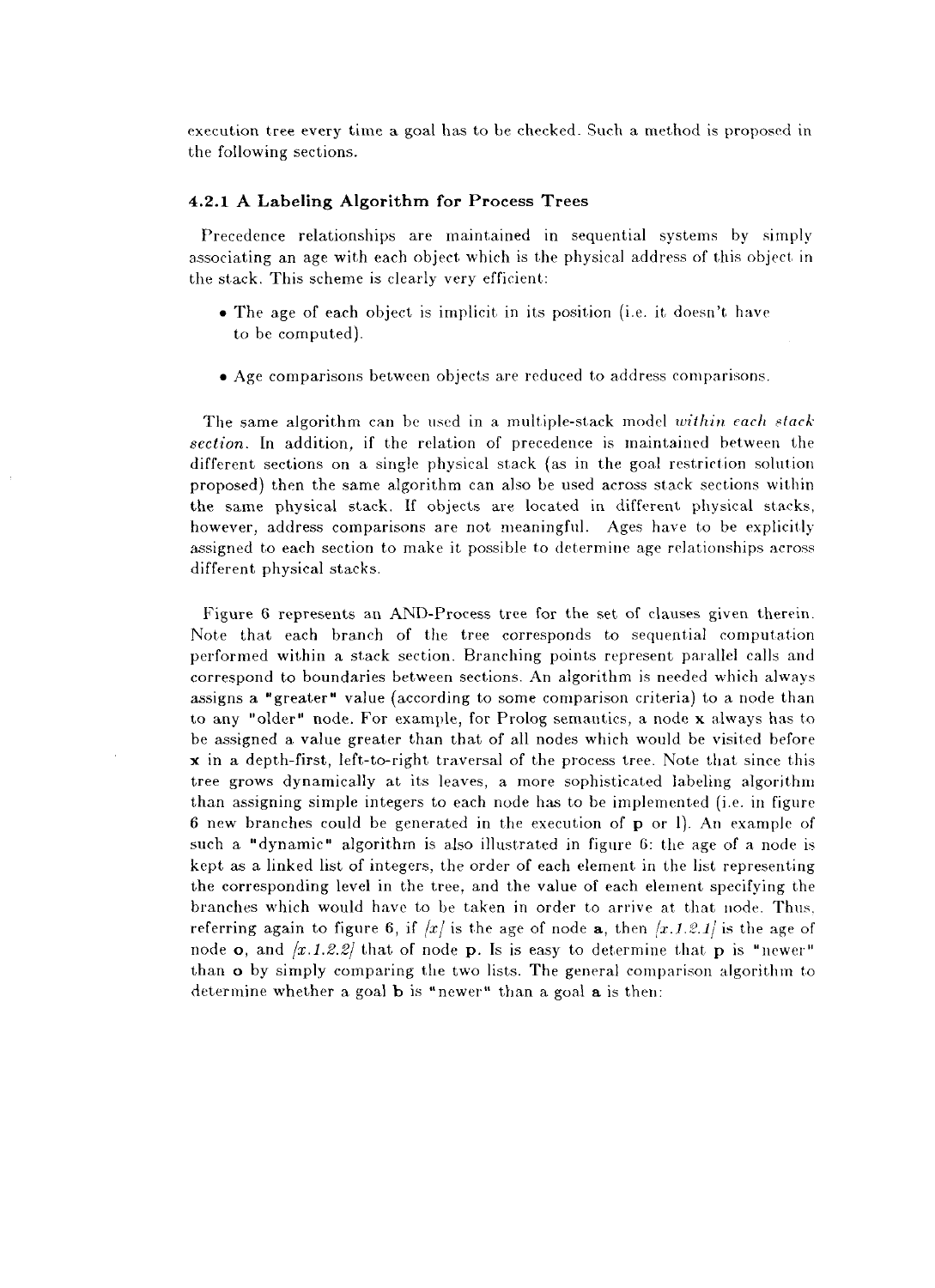execution tree every time a goal has to be checked. Such a method is proposed in the following sections.

### 4.2.1 A Labeling Algorithm for Process Trees

Precedence relationships are maintained in sequential systems by simply associating an age with each object which is the physical address of this object in the stack. This scheme is clearly very efficient:

- The age of each object is implicit in its position (i.e. it doesn't have to be computed).
- Age comparisons between objects are reduced to address comparisons.

The same algorithm can be used in a multiple-stack model *within each stack section*. In addition, if the relation of precedence is maintained between the different sections on a single physical stack (as in the goal restriction solution proposed) then the same algorithm can also be used across stack sections within the same physical stack. If objects are located in different physical stacks, however, address comparisons are not meaningful. Ages have to be explicitly assigned to each section to make it possible to determine age relationships across different physical stacks.

Figure 6 represents an AND-Process tree for the set of clauses given therein. Note that each branch of the tree corresponds to sequential computation performed within a stack section. Branching points represent parallel calls and correspond to boundaries between sections. An algorithm is needed which always assigns a "greater" value (according to some comparison criteria) to a node than to any "older" node. For example, for Prolog semantics, a node **x** always has to be assigned a value greater than that of all nodes which would be visited before **x** in a depth-first, left-to-right traversal of the process tree. Note that since this tree grows dynamically at its leaves, a more sophisticated labeling algorithm than assigning simple integers to each node has to be implemented (i.e. in figure 6 new branches could be generated in the execution of **p** or **l**). An example of such a "dynamic" algorithm is also illustrated in figure 6: the age of a node is kept as a linked list of integers, the order of each element in the list representing the corresponding level in the tree, and the value of each element specifying the branches which would have to be taken in order to arrive at that node. Thus, referring again to figure 6, if */x/* is the age of node **a**, then */x.1.2.1/* is the age of node **o**, and */x.1.2.2/* that of node **p**. Is is easy to determine that **p** is "newer" than **o** by simply comparing the two lists. The general comparison algorithm to determine whether a goal **b** is "newer" than a goal **a** is then: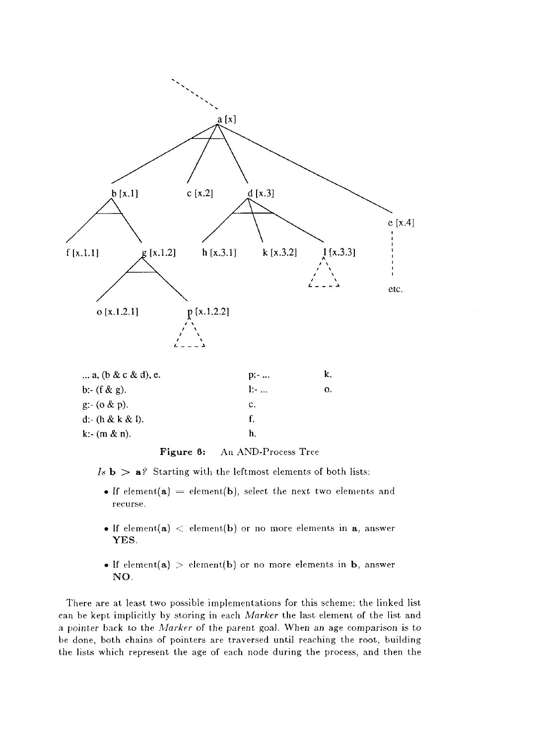a [x]

b [x.1]    c [x.2]    d [x.3]    e [x.4]

f [x.1.1]    g [x.1.2]    h [x.3.1]    k [x.3.2]    l [x.3.3]    etc.

o [x.1.2.1]    p [x.1.2.2]

```
... a, (b & c & d), e.        p:- ...        k.
b:- (f & g).                  l:- ...        o.
g:- (o & p).                  c.
d:- (h & k & l).              f.
k:- (m & n).                  h.
```

**Figure 6:** An AND-Process Tree

*Is* **b** > **a**? Starting with the leftmost elements of both lists:

- If element(**a**) = element(**b**), select the next two elements and recurse.
- If element(**a**) < element(**b**) or no more elements in **a**, answer **YES**.
- If element(**a**) > element(**b**) or no more elements in **b**, answer **NO**.

There are at least two possible implementations for this scheme: the linked list can be kept implicitly by storing in each *Marker* the last element of the list and a pointer back to the *Marker* of the parent goal. When an age comparison is to be done, both chains of pointers are traversed until reaching the root, building the lists which represent the age of each node during the process, and then the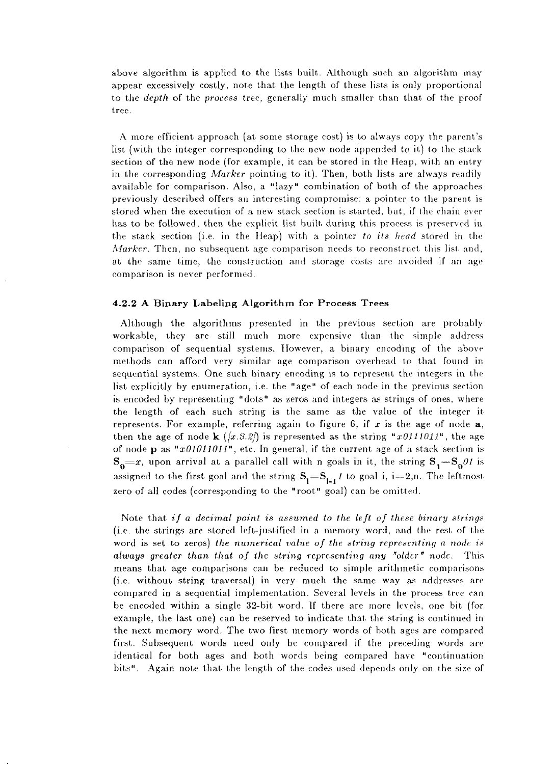above algorithm is applied to the lists built. Although such an algorithm may appear excessively costly, note that the length of these lists is only proportional to the *depth* of the *process* tree, generally much smaller than that of the proof tree.

A more efficient approach (at some storage cost) is to always copy the parent's list (with the integer corresponding to the new node appended to it) to the stack section of the new node (for example, it can be stored in the Heap, with an entry in the corresponding *Marker* pointing to it). Then, both lists are always readily available for comparison. Also, a "lazy" combination of both of the approaches previously described offers an interesting compromise: a pointer to the parent is stored when the execution of a new stack section is started, but, if the chain ever has to be followed, then the explicit list built during this process is preserved in the stack section (i.e. in the Heap) with a pointer *to its head* stored in the *Marker*. Then, no subsequent age comparison needs to reconstruct this list and, at the same time, the construction and storage costs are avoided if an age comparison is never performed.

### 4.2.2 A Binary Labeling Algorithm for Process Trees

Although the algorithms presented in the previous section are probably workable, they are still much more expensive than the simple address comparison of sequential systems. However, a binary encoding of the above methods can afford very similar age comparison overhead to that found in sequential systems. One such binary encoding is to represent the integers in the list explicitly by enumeration, i.e. the "age" of each node in the previous section is encoded by representing "dots" as zeros and integers as strings of ones, where the length of each such string is the same as the value of the integer it represents. For example, referring again to figure 6, if $x$ is the age of node **a**, then the age of node **k** (*[x.3.2]*) is represented as the string "*x0111011*", the age of node **p** as "*x01011011*", etc. In general, if the current age of a stack section is $\mathbf{S}_0 = x$, upon arrival at a parallel call with n goals in it, the string $\mathbf{S}_1 = \mathbf{S}_0 01$ is assigned to the first goal and the string $\mathbf{S}_i = \mathbf{S}_{i-1} 1$ to goal i, i=2,n. The leftmost zero of all codes (corresponding to the "root" goal) can be omitted.

Note that *if a decimal point is assumed to the left of these binary strings* (i.e. the strings are stored left-justified in a memory word, and the rest of the word is set to zeros) *the numerical value of the string representing a node is always greater than that of the string representing any "older" node.* This means that age comparisons can be reduced to simple arithmetic comparisons (i.e. without string traversal) in very much the same way as addresses are compared in a sequential implementation. Several levels in the process tree can be encoded within a single 32-bit word. If there are more levels, one bit (for example, the last one) can be reserved to indicate that the string is continued in the next memory word. The two first memory words of both ages are compared first. Subsequent words need only be compared if the preceding words are identical for both ages and both words being compared have "continuation bits". Again note that the length of the codes used depends only on the size of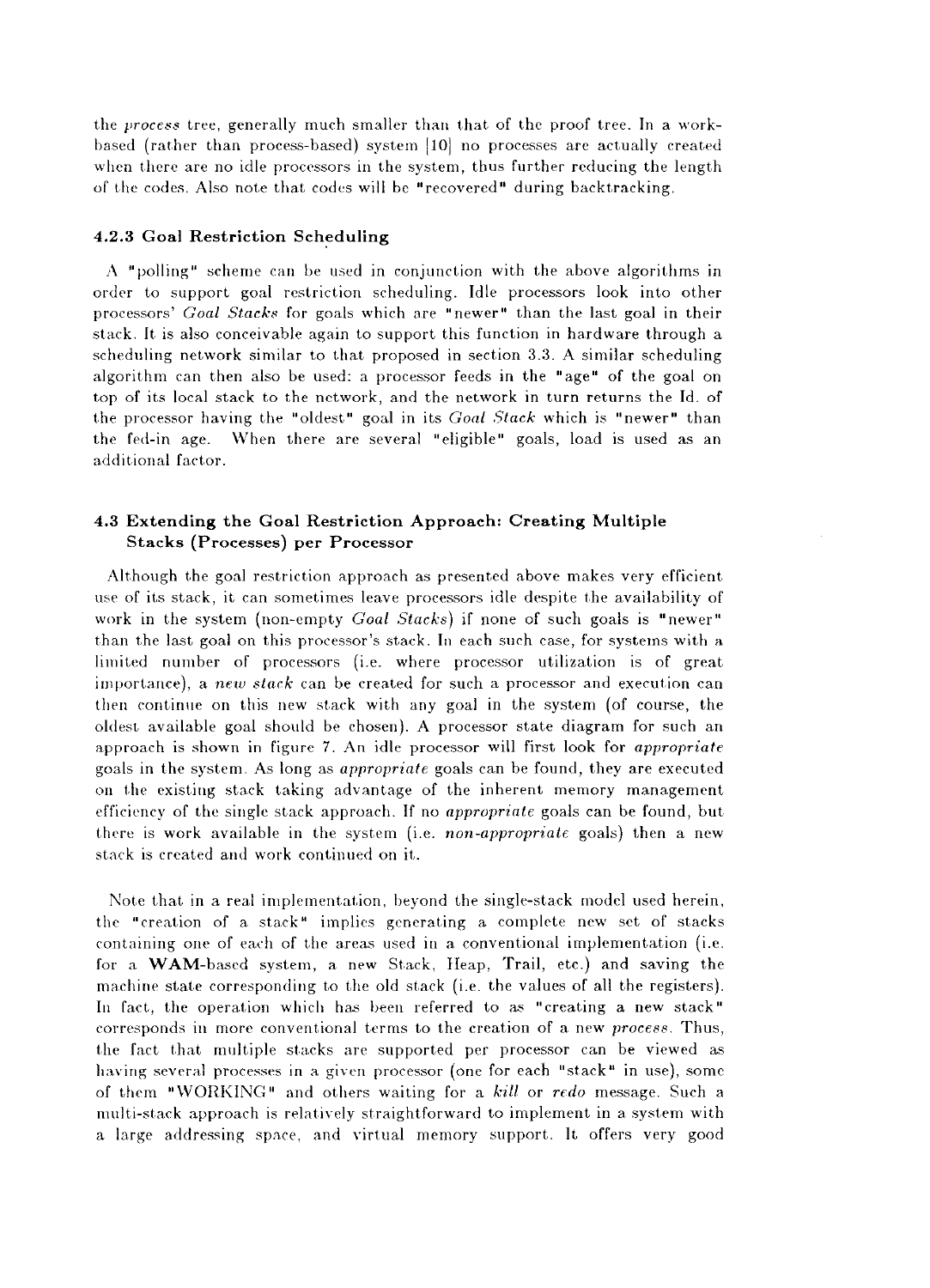the *process* tree, generally much smaller than that of the proof tree. In a work-based (rather than process-based) system [10] no processes are actually created when there are no idle processors in the system, thus further reducing the length of the codes. Also note that codes will be "recovered" during backtracking.

#### 4.2.3 Goal Restriction Scheduling

A "polling" scheme can be used in conjunction with the above algorithms in order to support goal restriction scheduling. Idle processors look into other processors' *Goal Stacks* for goals which are "newer" than the last goal in their stack. It is also conceivable again to support this function in hardware through a scheduling network similar to that proposed in section 3.3. A similar scheduling algorithm can then also be used: a processor feeds in the "age" of the goal on top of its local stack to the network, and the network in turn returns the Id. of the processor having the "oldest" goal in its *Goal Stack* which is "newer" than the fed-in age. When there are several "eligible" goals, load is used as an additional factor.

### 4.3 Extending the Goal Restriction Approach: Creating Multiple Stacks (Processes) per Processor

Although the goal restriction approach as presented above makes very efficient use of its stack, it can sometimes leave processors idle despite the availability of work in the system (non-empty *Goal Stacks*) if none of such goals is "newer" than the last goal on this processor's stack. In each such case, for systems with a limited number of processors (i.e. where processor utilization is of great importance), a *new stack* can be created for such a processor and execution can then continue on this new stack with any goal in the system (of course, the oldest available goal should be chosen). A processor state diagram for such an approach is shown in figure 7. An idle processor will first look for *appropriate* goals in the system. As long as *appropriate* goals can be found, they are executed on the existing stack taking advantage of the inherent memory management efficiency of the single stack approach. If no *appropriate* goals can be found, but there is work available in the system (i.e. *non-appropriate* goals) then a new stack is created and work continued on it.

Note that in a real implementation, beyond the single-stack model used herein, the "creation of a stack" implies generating a complete new set of stacks containing one of each of the areas used in a conventional implementation (i.e. for a **WAM**-based system, a new Stack, Heap, Trail, etc.) and saving the machine state corresponding to the old stack (i.e. the values of all the registers). In fact, the operation which has been referred to as "creating a new stack" corresponds in more conventional terms to the creation of a new *process*. Thus, the fact that multiple stacks are supported per processor can be viewed as having several processes in a given processor (one for each "stack" in use), some of them "WORKING" and others waiting for a *kill* or *redo* message. Such a multi-stack approach is relatively straightforward to implement in a system with a large addressing space, and virtual memory support. It offers very good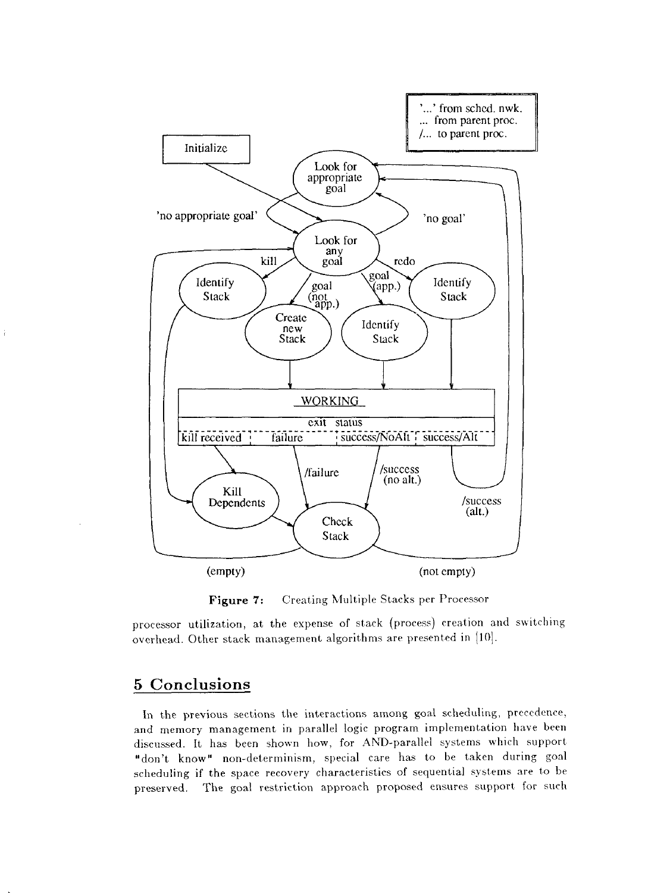Figure 7: Creating Multiple Stacks per Processor

processor utilization, at the expense of stack (process) creation and switching overhead. Other stack management algorithms are presented in [10].

## 5 Conclusions

In the previous sections the interactions among goal scheduling, precedence, and memory management in parallel logic program implementation have been discussed. It has been shown how, for AND-parallel systems which support "don't know" non-determinism, special care has to be taken during goal scheduling if the space recovery characteristics of sequential systems are to be preserved. The goal restriction approach proposed ensures support for such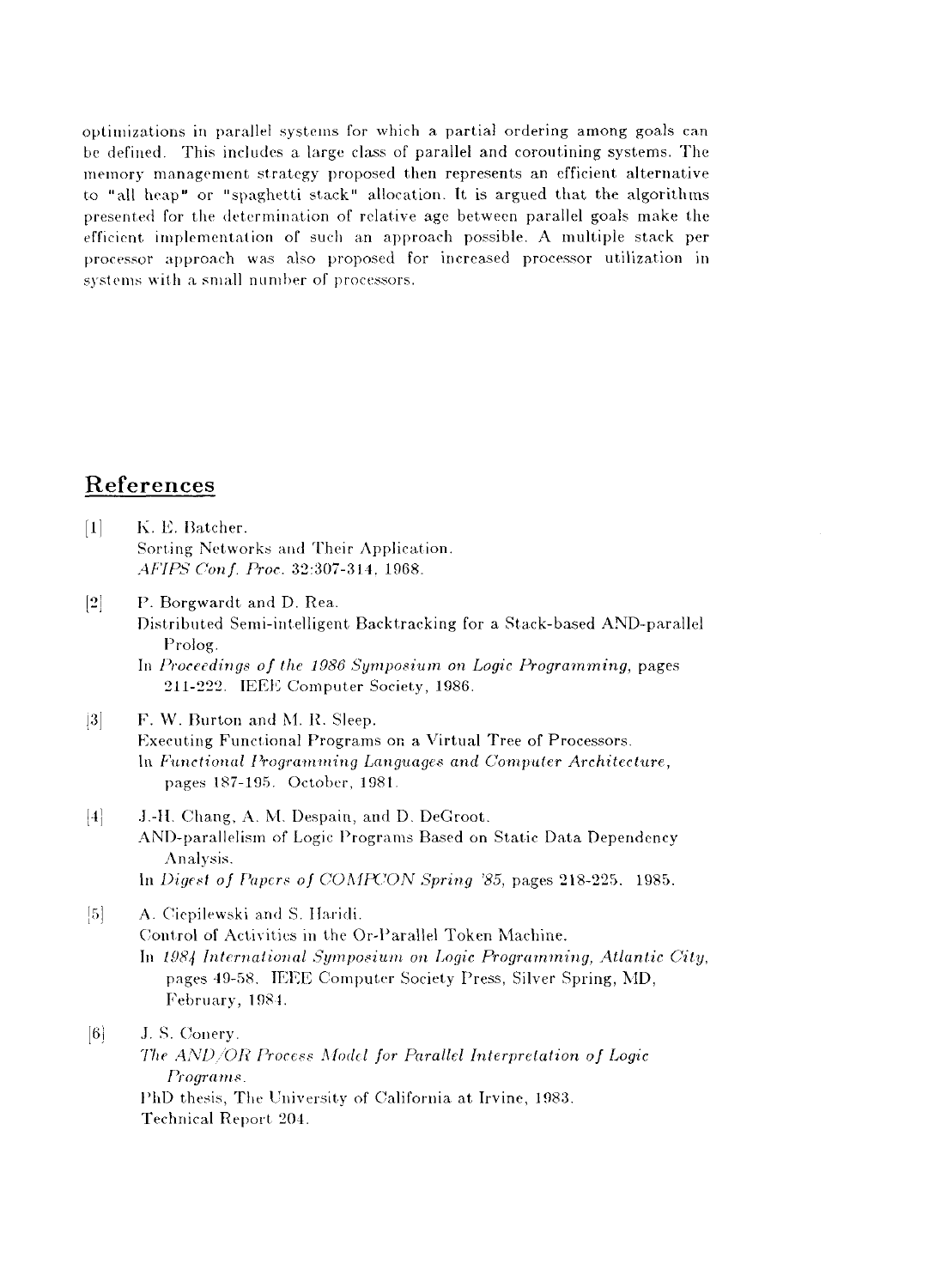optimizations in parallel systems for which a partial ordering among goals can be defined. This includes a large class of parallel and coroutining systems. The memory management strategy proposed then represents an efficient alternative to "all heap" or "spaghetti stack" allocation. It is argued that the algorithms presented for the determination of relative age between parallel goals make the efficient implementation of such an approach possible. A multiple stack per processor approach was also proposed for increased processor utilization in systems with a small number of processors.

## References

[1] K. E. Batcher.
Sorting Networks and Their Application.
*AFIPS Conf. Proc.* 32:307-314, 1968.

[2] P. Borgwardt and D. Rea.
Distributed Semi-intelligent Backtracking for a Stack-based AND-parallel Prolog.
In *Proceedings of the 1986 Symposium on Logic Programming*, pages 211-222. IEEE Computer Society, 1986.

[3] F. W. Burton and M. R. Sleep.
Executing Functional Programs on a Virtual Tree of Processors.
In *Functional Programming Languages and Computer Architecture*, pages 187-195. October, 1981.

[4] J.-H. Chang, A. M. Despain, and D. DeGroot.
AND-parallelism of Logic Programs Based on Static Data Dependency Analysis.
In *Digest of Papers of COMPCON Spring '85*, pages 218-225. 1985.

[5] A. Ciepilewski and S. Haridi.
Control of Activities in the Or-Parallel Token Machine.
In *1984 International Symposium on Logic Programming, Atlantic City*, pages 49-58. IEEE Computer Society Press, Silver Spring, MD, February, 1984.

[6] J. S. Conery.
*The AND/OR Process Model for Parallel Interpretation of Logic Programs.*
PhD thesis, The University of California at Irvine, 1983.
Technical Report 204.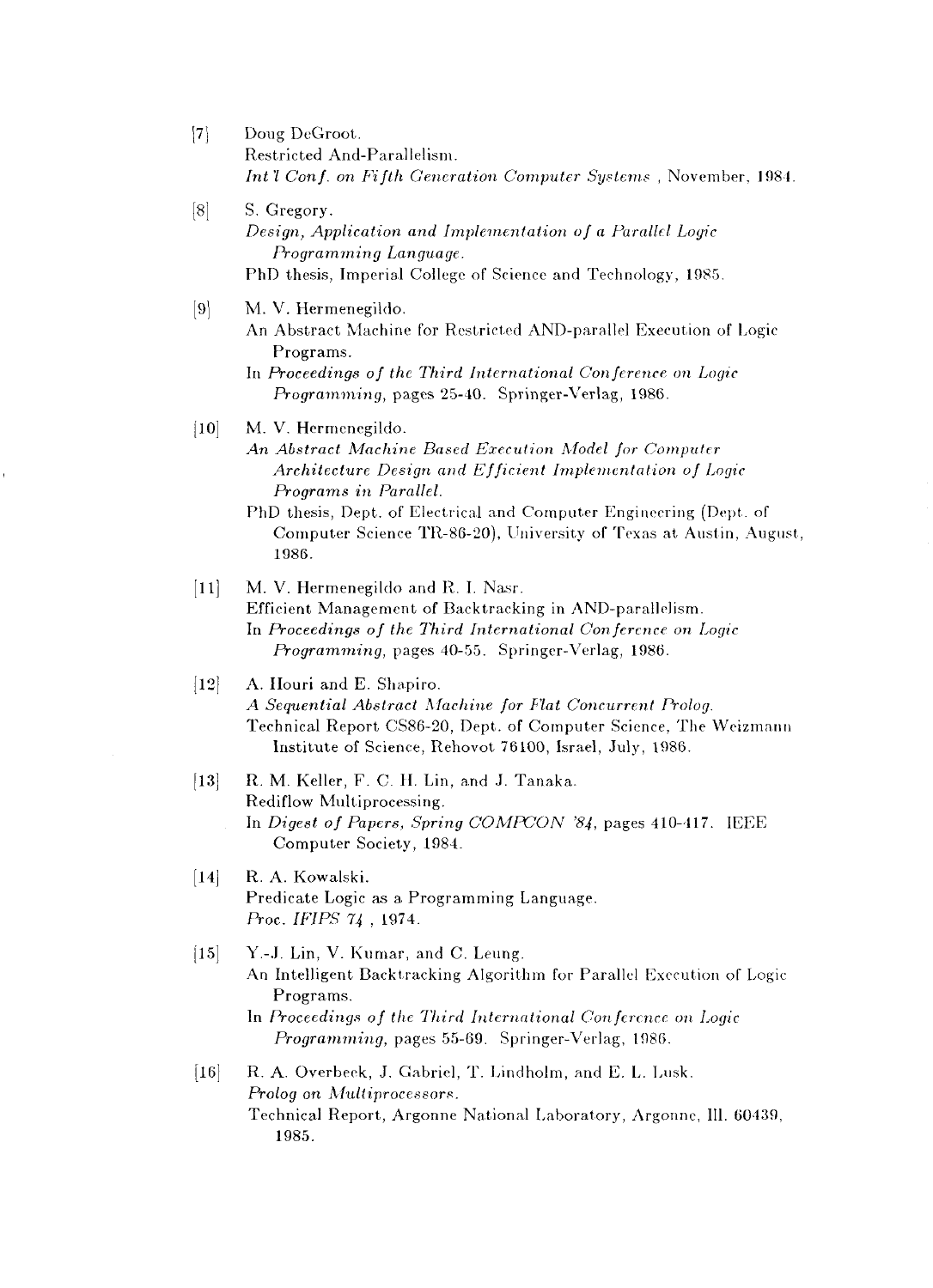[7] Doug DeGroot.
Restricted And-Parallelism.
*Int'l Conf. on Fifth Generation Computer Systems* , November, 1984.

[8] S. Gregory.
*Design, Application and Implementation of a Parallel Logic Programming Language.*
PhD thesis, Imperial College of Science and Technology, 1985.

[9] M. V. Hermenegildo.
An Abstract Machine for Restricted AND-parallel Execution of Logic Programs.
In *Proceedings of the Third International Conference on Logic Programming*, pages 25-40. Springer-Verlag, 1986.

[10] M. V. Hermenegildo.
*An Abstract Machine Based Execution Model for Computer Architecture Design and Efficient Implementation of Logic Programs in Parallel.*
PhD thesis, Dept. of Electrical and Computer Engineering (Dept. of Computer Science TR-86-20), University of Texas at Austin, August, 1986.

[11] M. V. Hermenegildo and R. I. Nasr.
Efficient Management of Backtracking in AND-parallelism.
In *Proceedings of the Third International Conference on Logic Programming*, pages 40-55. Springer-Verlag, 1986.

[12] A. Houri and E. Shapiro.
*A Sequential Abstract Machine for Flat Concurrent Prolog.*
Technical Report CS86-20, Dept. of Computer Science, The Weizmann Institute of Science, Rehovot 76100, Israel, July, 1986.

[13] R. M. Keller, F. C. H. Lin, and J. Tanaka.
Rediflow Multiprocessing.
In *Digest of Papers, Spring COMPCON '84*, pages 410-417. IEEE Computer Society, 1984.

[14] R. A. Kowalski.
Predicate Logic as a Programming Language.
*Proc. IFIPS 74* , 1974.

[15] Y.-J. Lin, V. Kumar, and C. Leung.
An Intelligent Backtracking Algorithm for Parallel Execution of Logic Programs.
In *Proceedings of the Third International Conference on Logic Programming*, pages 55-69. Springer-Verlag, 1986.

[16] R. A. Overbeek, J. Gabriel, T. Lindholm, and E. L. Lusk.
*Prolog on Multiprocessors.*
Technical Report, Argonne National Laboratory, Argonne, Ill. 60439, 1985.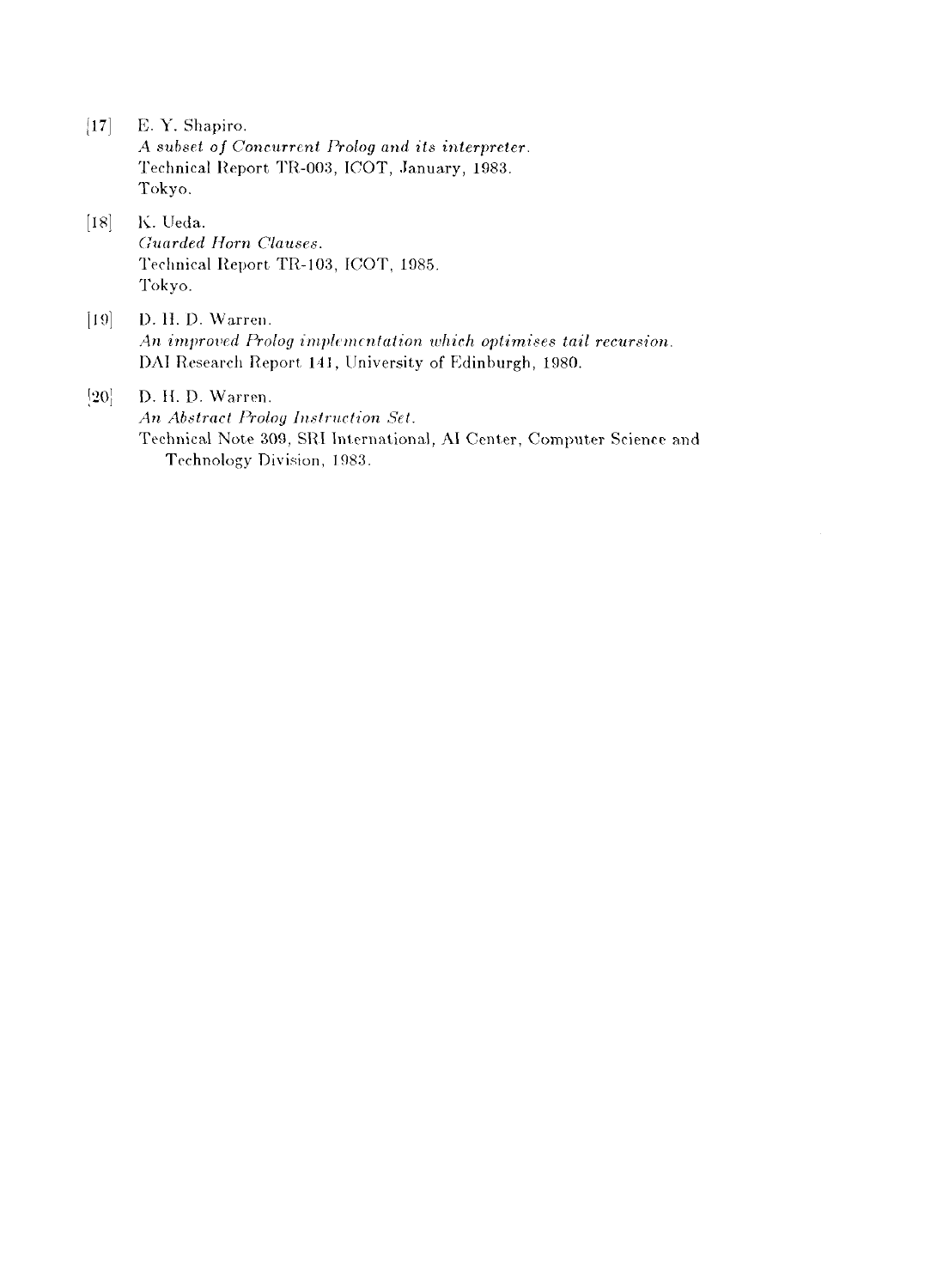[17] E. Y. Shapiro.
*A subset of Concurrent Prolog and its interpreter.*
Technical Report TR-003, ICOT, January, 1983.
Tokyo.

[18] K. Ueda.
*Guarded Horn Clauses.*
Technical Report TR-103, ICOT, 1985.
Tokyo.

[19] D. H. D. Warren.
*An improved Prolog implementation which optimises tail recursion.*
DAI Research Report 141, University of Edinburgh, 1980.

[20] D. H. D. Warren.
*An Abstract Prolog Instruction Set.*
Technical Note 309, SRI International, AI Center, Computer Science and Technology Division, 1983.